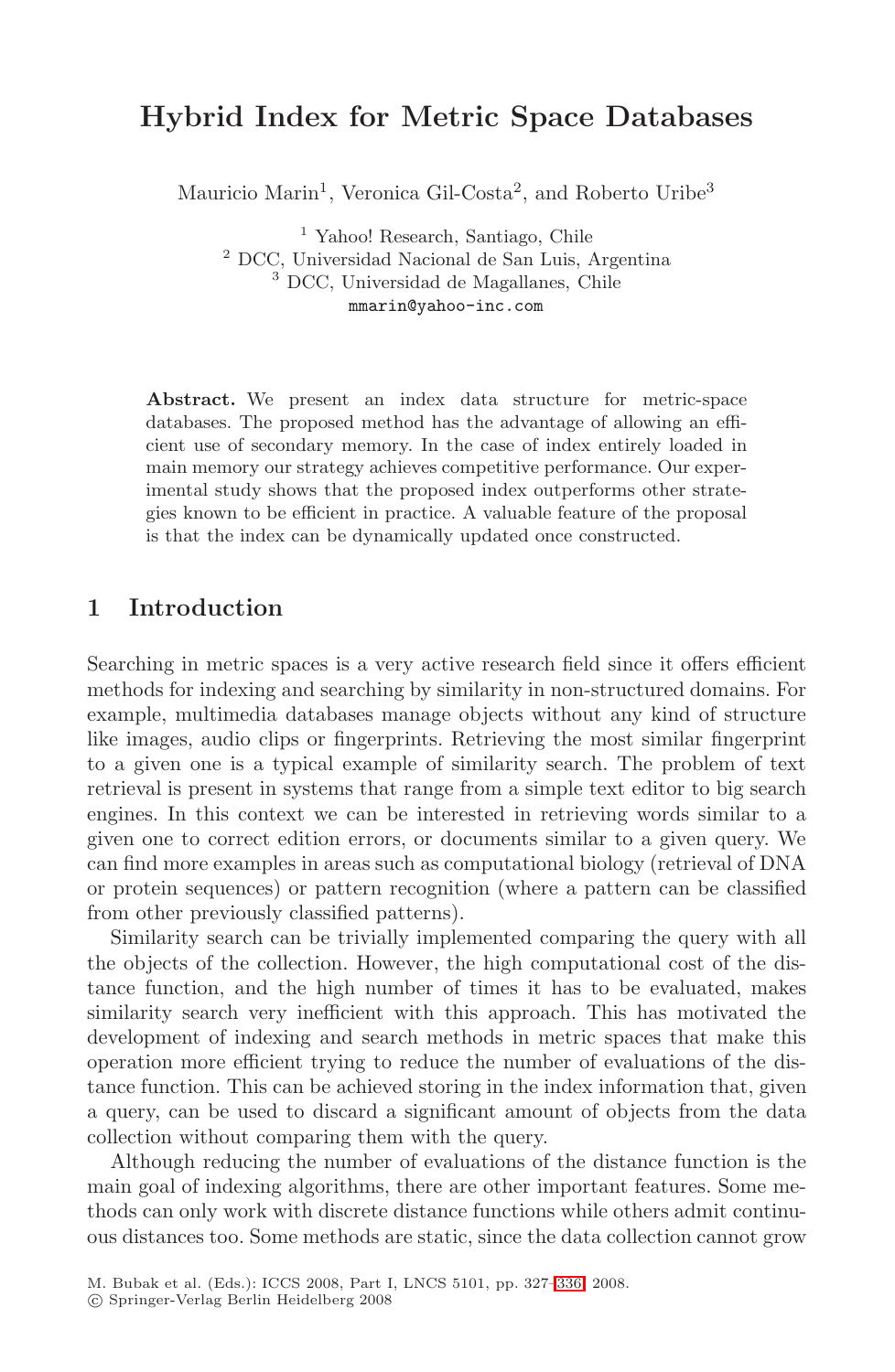# Hybrid Index for Metric Space Databases

Mauricio Marin[1], Veronica Gil-Costa[2], and Roberto Uribe[3]

[1] Yahoo! Research, Santiago, Chile
[2] DCC, Universidad Nacional de San Luis, Argentina
[3] DCC, Universidad de Magallanes, Chile
mmarin@yahoo-inc.com

**Abstract.** We present an index data structure for metric-space databases. The proposed method has the advantage of allowing an efficient use of secondary memory. In the case of index entirely loaded in main memory our strategy achieves competitive performance. Our experimental study shows that the proposed index outperforms other strategies known to be efficient in practice. A valuable feature of the proposal is that the index can be dynamically updated once constructed.

## 1 Introduction

Searching in metric spaces is a very active research field since it offers efficient methods for indexing and searching by similarity in non-structured domains. For example, multimedia databases manage objects without any kind of structure like images, audio clips or fingerprints. Retrieving the most similar fingerprint to a given one is a typical example of similarity search. The problem of text retrieval is present in systems that range from a simple text editor to big search engines. In this context we can be interested in retrieving words similar to a given one to correct edition errors, or documents similar to a given query. We can find more examples in areas such as computational biology (retrieval of DNA or protein sequences) or pattern recognition (where a pattern can be classified from other previously classified patterns).

Similarity search can be trivially implemented comparing the query with all the objects of the collection. However, the high computational cost of the distance function, and the high number of times it has to be evaluated, makes similarity search very inefficient with this approach. This has motivated the development of indexing and search methods in metric spaces that make this operation more efficient trying to reduce the number of evaluations of the distance function. This can be achieved storing in the index information that, given a query, can be used to discard a significant amount of objects from the data collection without comparing them with the query.

Although reducing the number of evaluations of the distance function is the main goal of indexing algorithms, there are other important features. Some methods can only work with discrete distance functions while others admit continuous distances too. Some methods are static, since the data collection cannot grow

M. Bubak et al. (Eds.): ICCS 2008, Part I, LNCS 5101, pp. 327–336, 2008.
© Springer-Verlag Berlin Heidelberg 2008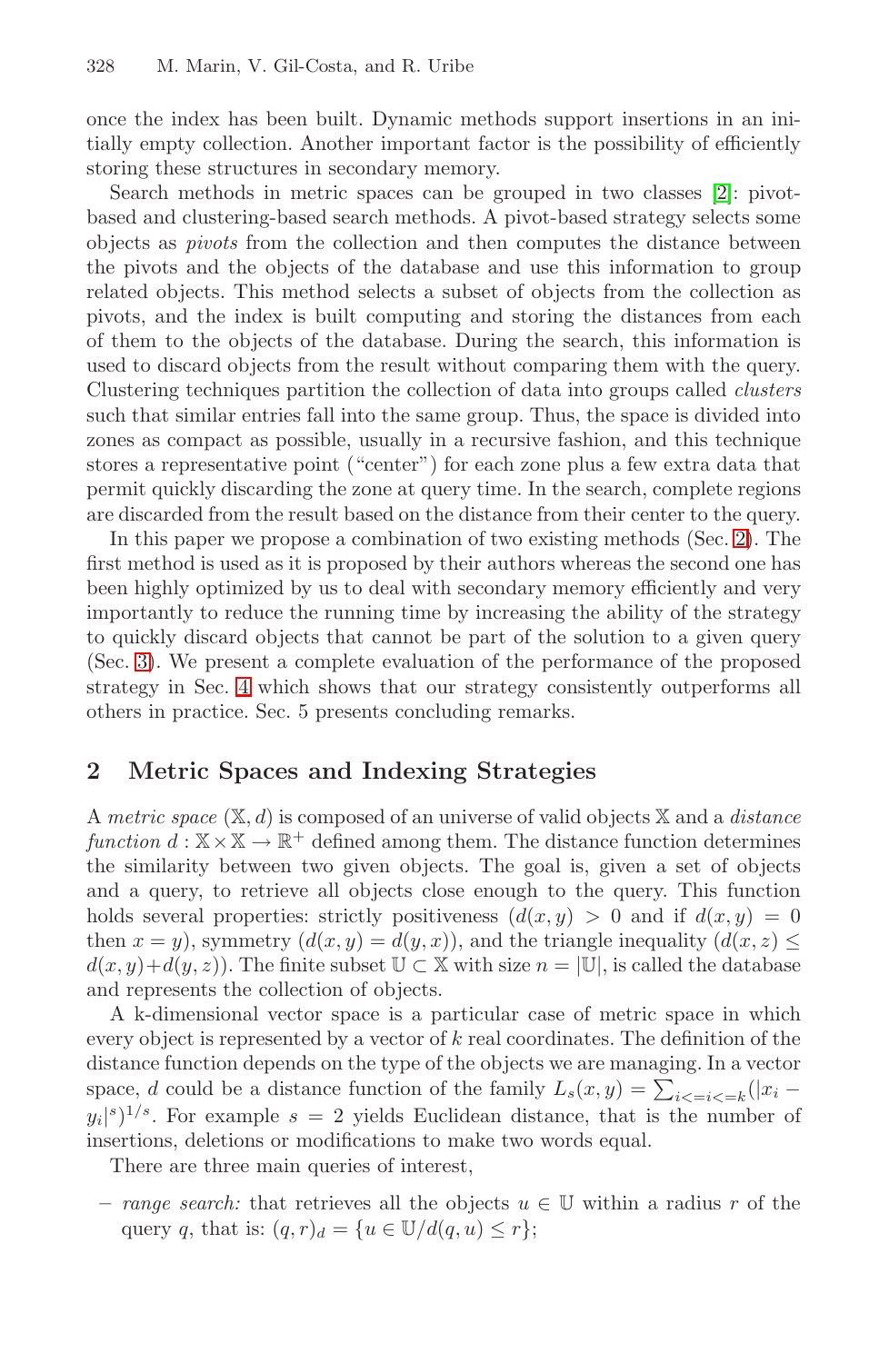once the index has been built. Dynamic methods support insertions in an initially empty collection. Another important factor is the possibility of efficiently storing these structures in secondary memory.

Search methods in metric spaces can be grouped in two classes [2]: pivot-based and clustering-based search methods. A pivot-based strategy selects some objects as *pivots* from the collection and then computes the distance between the pivots and the objects of the database and use this information to group related objects. This method selects a subset of objects from the collection as pivots, and the index is built computing and storing the distances from each of them to the objects of the database. During the search, this information is used to discard objects from the result without comparing them with the query. Clustering techniques partition the collection of data into groups called *clusters* such that similar entries fall into the same group. Thus, the space is divided into zones as compact as possible, usually in a recursive fashion, and this technique stores a representative point ("center") for each zone plus a few extra data that permit quickly discarding the zone at query time. In the search, complete regions are discarded from the result based on the distance from their center to the query.

In this paper we propose a combination of two existing methods (Sec. 2). The first method is used as it is proposed by their authors whereas the second one has been highly optimized by us to deal with secondary memory efficiently and very importantly to reduce the running time by increasing the ability of the strategy to quickly discard objects that cannot be part of the solution to a given query (Sec. 3). We present a complete evaluation of the performance of the proposed strategy in Sec. 4 which shows that our strategy consistently outperforms all others in practice. Sec. 5 presents concluding remarks.

## 2 Metric Spaces and Indexing Strategies

A *metric space* $(\mathbb{X}, d)$ is composed of an universe of valid objects $\mathbb{X}$ and a *distance function* $d : \mathbb{X} \times \mathbb{X} \rightarrow \mathbb{R}^{+}$ defined among them. The distance function determines the similarity between two given objects. The goal is, given a set of objects and a query, to retrieve all objects close enough to the query. This function holds several properties: strictly positiveness ($d(x, y) > 0$ and if $d(x, y) = 0$ then $x = y$), symmetry ($d(x, y) = d(y, x)$), and the triangle inequality ($d(x, z) \leq d(x, y) + d(y, z)$). The finite subset $\mathbb{U} \subset \mathbb{X}$ with size $n = |\mathbb{U}|$, is called the database and represents the collection of objects.

A k-dimensional vector space is a particular case of metric space in which every object is represented by a vector of $k$ real coordinates. The definition of the distance function depends on the type of the objects we are managing. In a vector space, $d$ could be a distance function of the family $L_s(x, y) = \sum_{i<=i<=k}(|x_i - y_i|^s)^{1/s}$. For example $s = 2$ yields Euclidean distance, that is the number of insertions, deletions or modifications to make two words equal.

There are three main queries of interest,

- *range search:* that retrieves all the objects $u \in \mathbb{U}$ within a radius $r$ of the query $q$, that is: $(q, r)_d = \{u \in \mathbb{U}/d(q, u) \leq r\}$;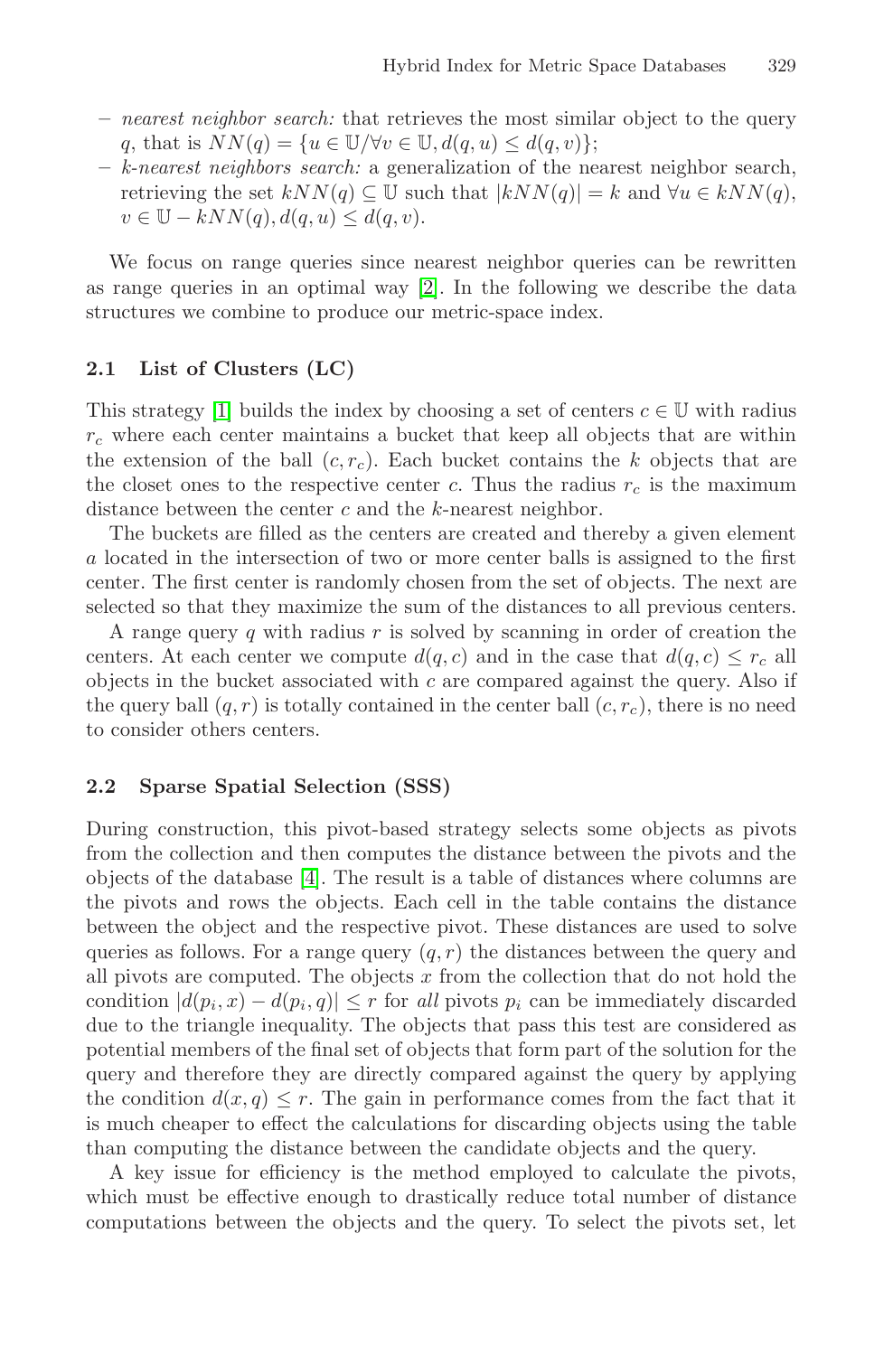- *nearest neighbor search:* that retrieves the most similar object to the query $q$, that is $NN(q) = \{u \in \mathbb{U} / \forall v \in \mathbb{U}, d(q, u) \leq d(q, v)\}$;
- *k-nearest neighbors search:* a generalization of the nearest neighbor search, retrieving the set $kNN(q) \subseteq \mathbb{U}$ such that $|kNN(q)| = k$ and $\forall u \in kNN(q)$, $v \in \mathbb{U} - kNN(q), d(q, u) \leq d(q, v)$.

We focus on range queries since nearest neighbor queries can be rewritten as range queries in an optimal way [2]. In the following we describe the data structures we combine to produce our metric-space index.

### 2.1 List of Clusters (LC)

This strategy [1] builds the index by choosing a set of centers $c \in \mathbb{U}$ with radius $r_c$ where each center maintains a bucket that keep all objects that are within the extension of the ball $(c, r_c)$. Each bucket contains the $k$ objects that are the closet ones to the respective center $c$. Thus the radius $r_c$ is the maximum distance between the center $c$ and the $k$-nearest neighbor.

The buckets are filled as the centers are created and thereby a given element $a$ located in the intersection of two or more center balls is assigned to the first center. The first center is randomly chosen from the set of objects. The next are selected so that they maximize the sum of the distances to all previous centers.

A range query $q$ with radius $r$ is solved by scanning in order of creation the centers. At each center we compute $d(q, c)$ and in the case that $d(q, c) \leq r_c$ all objects in the bucket associated with $c$ are compared against the query. Also if the query ball $(q, r)$ is totally contained in the center ball $(c, r_c)$, there is no need to consider others centers.

### 2.2 Sparse Spatial Selection (SSS)

During construction, this pivot-based strategy selects some objects as pivots from the collection and then computes the distance between the pivots and the objects of the database [4]. The result is a table of distances where columns are the pivots and rows the objects. Each cell in the table contains the distance between the object and the respective pivot. These distances are used to solve queries as follows. For a range query $(q, r)$ the distances between the query and all pivots are computed. The objects $x$ from the collection that do not hold the condition $|d(p_i, x) - d(p_i, q)| \leq r$ for *all* pivots $p_i$ can be immediately discarded due to the triangle inequality. The objects that pass this test are considered as potential members of the final set of objects that form part of the solution for the query and therefore they are directly compared against the query by applying the condition $d(x, q) \leq r$. The gain in performance comes from the fact that it is much cheaper to effect the calculations for discarding objects using the table than computing the distance between the candidate objects and the query.

A key issue for efficiency is the method employed to calculate the pivots, which must be effective enough to drastically reduce total number of distance computations between the objects and the query. To select the pivots set, let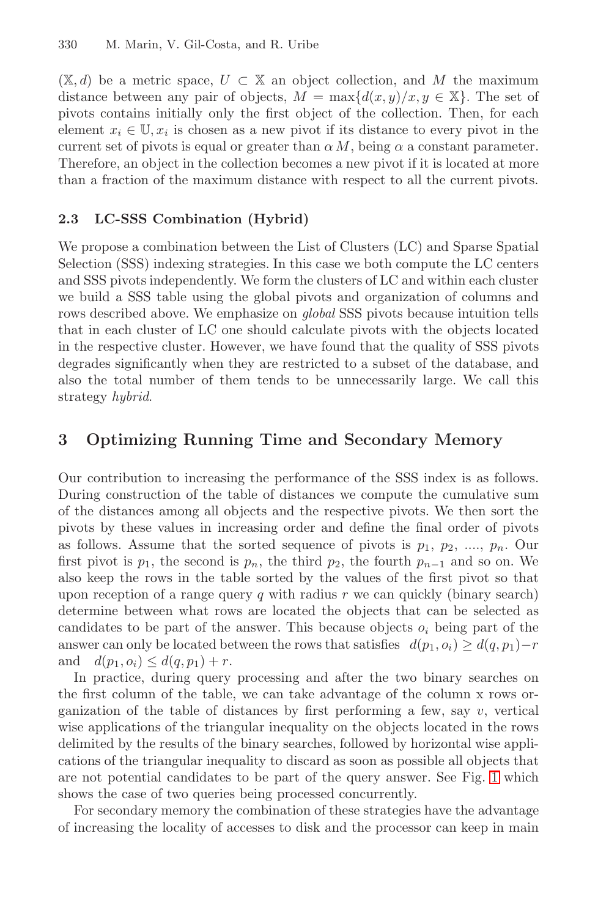$(\mathbb{X}, d)$ be a metric space, $U \subset \mathbb{X}$ an object collection, and $M$ the maximum distance between any pair of objects, $M = \max\{d(x, y)/x, y \in \mathbb{X}\}$. The set of pivots contains initially only the first object of the collection. Then, for each element $x_i \in \mathbb{U}, x_i$ is chosen as a new pivot if its distance to every pivot in the current set of pivots is equal or greater than $\alpha\, M$, being $\alpha$ a constant parameter. Therefore, an object in the collection becomes a new pivot if it is located at more than a fraction of the maximum distance with respect to all the current pivots.

### 2.3 LC-SSS Combination (Hybrid)

We propose a combination between the List of Clusters (LC) and Sparse Spatial Selection (SSS) indexing strategies. In this case we both compute the LC centers and SSS pivots independently. We form the clusters of LC and within each cluster we build a SSS table using the global pivots and organization of columns and rows described above. We emphasize on *global* SSS pivots because intuition tells that in each cluster of LC one should calculate pivots with the objects located in the respective cluster. However, we have found that the quality of SSS pivots degrades significantly when they are restricted to a subset of the database, and also the total number of them tends to be unnecessarily large. We call this strategy *hybrid*.

## 3 Optimizing Running Time and Secondary Memory

Our contribution to increasing the performance of the SSS index is as follows. During construction of the table of distances we compute the cumulative sum of the distances among all objects and the respective pivots. We then sort the pivots by these values in increasing order and define the final order of pivots as follows. Assume that the sorted sequence of pivots is $p_1$, $p_2$, ...., $p_n$. Our first pivot is $p_1$, the second is $p_n$, the third $p_2$, the fourth $p_{n-1}$ and so on. We also keep the rows in the table sorted by the values of the first pivot so that upon reception of a range query $q$ with radius $r$ we can quickly (binary search) determine between what rows are located the objects that can be selected as candidates to be part of the answer. This because objects $o_i$ being part of the answer can only be located between the rows that satisfies $d(p_1, o_i) \geq d(q, p_1) - r$ and $d(p_1, o_i) \leq d(q, p_1) + r$.

In practice, during query processing and after the two binary searches on the first column of the table, we can take advantage of the column x rows organization of the table of distances by first performing a few, say $v$, vertical wise applications of the triangular inequality on the objects located in the rows delimited by the results of the binary searches, followed by horizontal wise applications of the triangular inequality to discard as soon as possible all objects that are not potential candidates to be part of the query answer. See Fig. 1 which shows the case of two queries being processed concurrently.

For secondary memory the combination of these strategies have the advantage of increasing the locality of accesses to disk and the processor can keep in main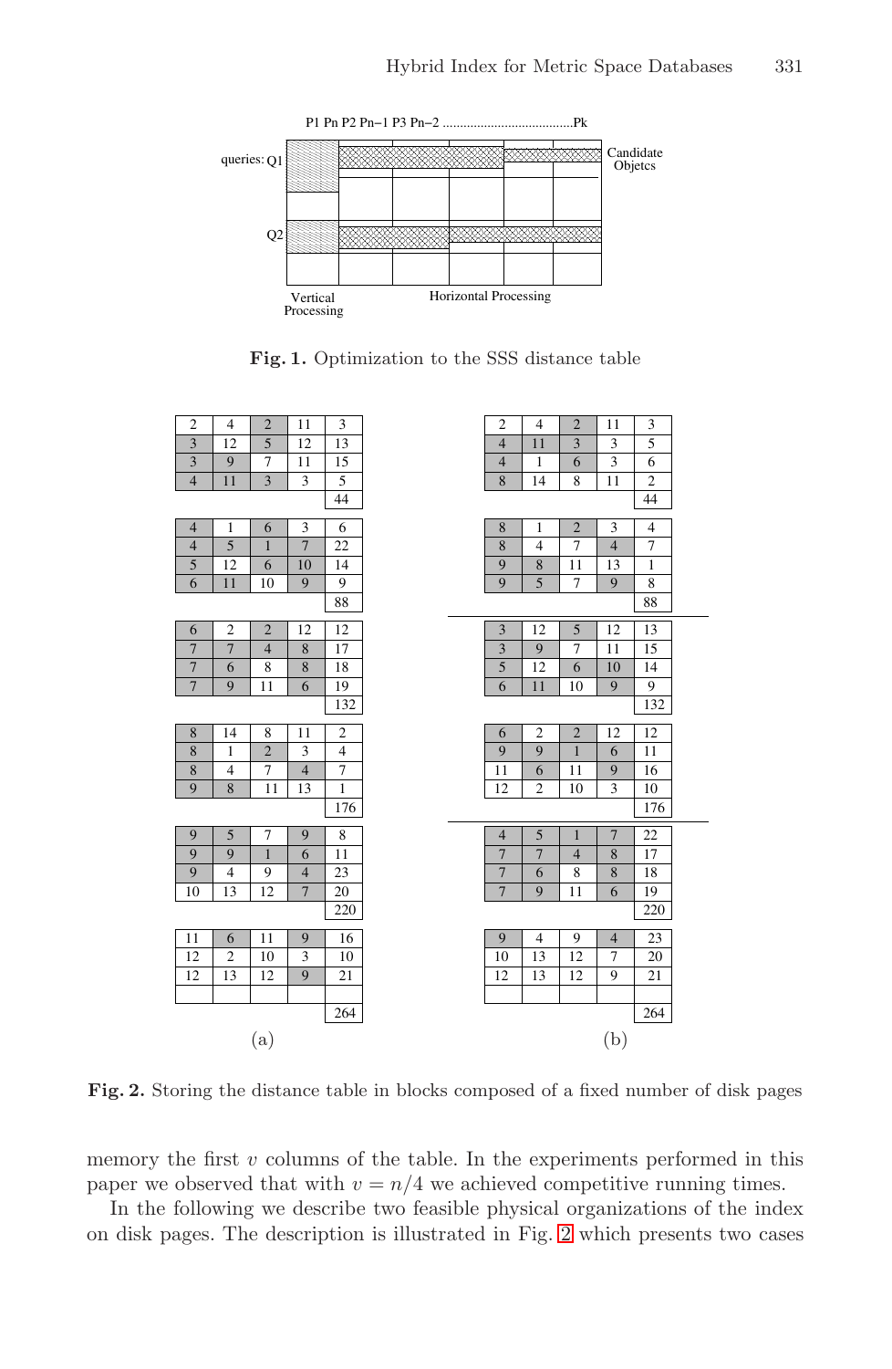Fig. 1. Optimization to the SSS distance table

(a)

| | | | | |
|---|---|---|---|---|
| 2 | 4 | 2 | 11 | 3 |
| 3 | 12 | 5 | 12 | 13 |
| 3 | 9 | 7 | 11 | 15 |
| 4 | 11 | 3 | 3 | 5 |
| | | | | 44 |

| | | | | |
|---|---|---|---|---|
| 4 | 1 | 6 | 3 | 6 |
| 4 | 5 | 1 | 7 | 22 |
| 5 | 12 | 6 | 10 | 14 |
| 6 | 11 | 10 | 9 | 9 |
| | | | | 88 |

| | | | | |
|---|---|---|---|---|
| 6 | 2 | 2 | 12 | 12 |
| 7 | 7 | 4 | 8 | 17 |
| 7 | 6 | 8 | 8 | 18 |
| 7 | 9 | 11 | 6 | 19 |
| | | | | 132 |

| | | | | |
|---|---|---|---|---|
| 8 | 14 | 8 | 11 | 2 |
| 8 | 1 | 2 | 3 | 4 |
| 8 | 4 | 7 | 4 | 7 |
| 9 | 8 | 11 | 13 | 1 |
| | | | | 176 |

| | | | | |
|---|---|---|---|---|
| 9 | 5 | 7 | 9 | 8 |
| 9 | 9 | 1 | 6 | 11 |
| 9 | 4 | 9 | 4 | 23 |
| 10 | 13 | 12 | 7 | 20 |
| | | | | 220 |

| | | | | |
|---|---|---|---|---|
| 11 | 6 | 11 | 9 | 16 |
| 12 | 2 | 10 | 3 | 10 |
| 12 | 13 | 12 | 9 | 21 |
| | | | | |
| | | | | 264 |

(b)

| | | | | |
|---|---|---|---|---|
| 2 | 4 | 2 | 11 | 3 |
| 4 | 11 | 3 | 3 | 5 |
| 4 | 1 | 6 | 3 | 6 |
| 8 | 14 | 8 | 11 | 2 |
| | | | | 44 |

| | | | | |
|---|---|---|---|---|
| 8 | 1 | 2 | 3 | 4 |
| 8 | 4 | 7 | 4 | 7 |
| 9 | 8 | 11 | 13 | 1 |
| 9 | 5 | 7 | 9 | 8 |
| | | | | 88 |

| | | | | |
|---|---|---|---|---|
| 3 | 12 | 5 | 12 | 13 |
| 3 | 9 | 7 | 11 | 15 |
| 5 | 12 | 6 | 10 | 14 |
| 6 | 11 | 10 | 9 | 9 |
| | | | | 132 |

| | | | | |
|---|---|---|---|---|
| 6 | 2 | 2 | 12 | 12 |
| 9 | 9 | 1 | 6 | 11 |
| 11 | 6 | 11 | 9 | 16 |
| 12 | 2 | 10 | 3 | 10 |
| | | | | 176 |

| | | | | |
|---|---|---|---|---|
| 4 | 5 | 1 | 7 | 22 |
| 7 | 7 | 4 | 8 | 17 |
| 7 | 6 | 8 | 8 | 18 |
| 7 | 9 | 11 | 6 | 19 |
| | | | | 220 |

| | | | | |
|---|---|---|---|---|
| 9 | 4 | 9 | 4 | 23 |
| 10 | 13 | 12 | 7 | 20 |
| 12 | 13 | 12 | 9 | 21 |
| | | | | |
| | | | | 264 |

Fig. 2. Storing the distance table in blocks composed of a fixed number of disk pages

memory the first $v$ columns of the table. In the experiments performed in this paper we observed that with $v = n/4$ we achieved competitive running times.

In the following we describe two feasible physical organizations of the index on disk pages. The description is illustrated in Fig. 2 which presents two cases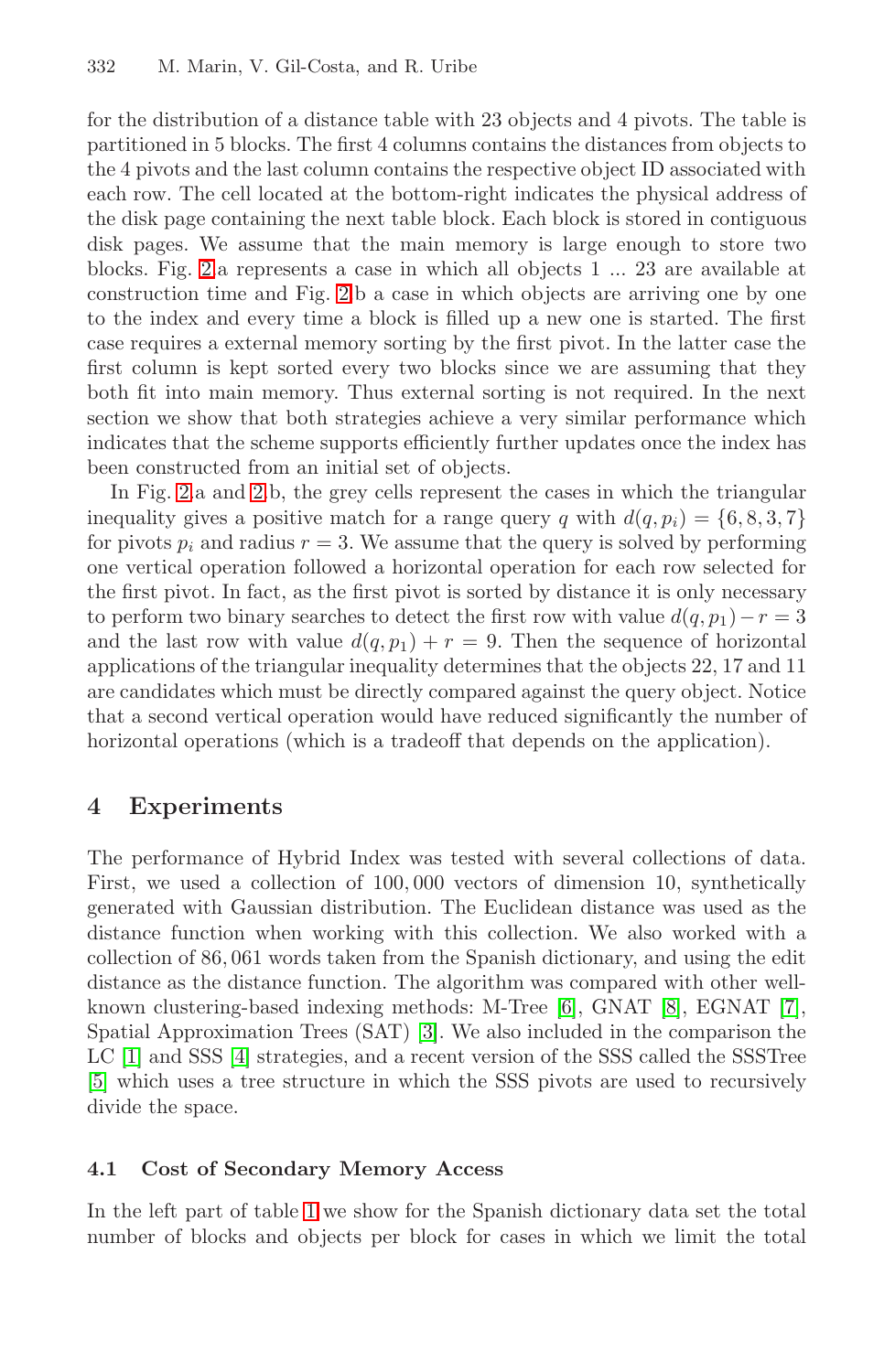for the distribution of a distance table with 23 objects and 4 pivots. The table is partitioned in 5 blocks. The first 4 columns contains the distances from objects to the 4 pivots and the last column contains the respective object ID associated with each row. The cell located at the bottom-right indicates the physical address of the disk page containing the next table block. Each block is stored in contiguous disk pages. We assume that the main memory is large enough to store two blocks. Fig. 2.a represents a case in which all objects 1 ... 23 are available at construction time and Fig. 2.b a case in which objects are arriving one by one to the index and every time a block is filled up a new one is started. The first case requires a external memory sorting by the first pivot. In the latter case the first column is kept sorted every two blocks since we are assuming that they both fit into main memory. Thus external sorting is not required. In the next section we show that both strategies achieve a very similar performance which indicates that the scheme supports efficiently further updates once the index has been constructed from an initial set of objects.

In Fig. 2.a and 2.b, the grey cells represent the cases in which the triangular inequality gives a positive match for a range query $q$ with $d(q, p_i) = \{6, 8, 3, 7\}$ for pivots $p_i$ and radius $r = 3$. We assume that the query is solved by performing one vertical operation followed a horizontal operation for each row selected for the first pivot. In fact, as the first pivot is sorted by distance it is only necessary to perform two binary searches to detect the first row with value $d(q, p_1) - r = 3$ and the last row with value $d(q, p_1) + r = 9$. Then the sequence of horizontal applications of the triangular inequality determines that the objects 22, 17 and 11 are candidates which must be directly compared against the query object. Notice that a second vertical operation would have reduced significantly the number of horizontal operations (which is a tradeoff that depends on the application).

## 4 Experiments

The performance of Hybrid Index was tested with several collections of data. First, we used a collection of 100,000 vectors of dimension 10, synthetically generated with Gaussian distribution. The Euclidean distance was used as the distance function when working with this collection. We also worked with a collection of 86,061 words taken from the Spanish dictionary, and using the edit distance as the distance function. The algorithm was compared with other well-known clustering-based indexing methods: M-Tree [6], GNAT [8], EGNAT [7], Spatial Approximation Trees (SAT) [3]. We also included in the comparison the LC [1] and SSS [4] strategies, and a recent version of the SSS called the SSSTree [5] which uses a tree structure in which the SSS pivots are used to recursively divide the space.

### 4.1 Cost of Secondary Memory Access

In the left part of table 1 we show for the Spanish dictionary data set the total number of blocks and objects per block for cases in which we limit the total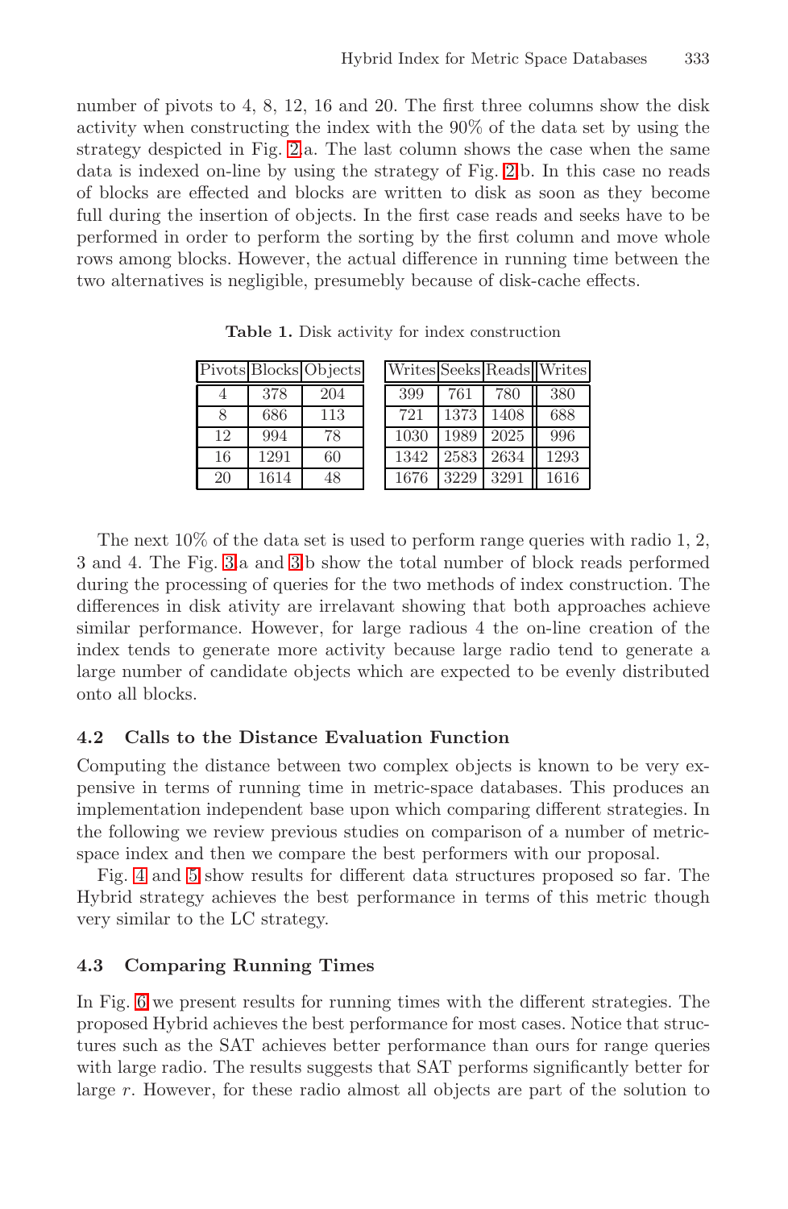number of pivots to 4, 8, 12, 16 and 20. The first three columns show the disk activity when constructing the index with the 90% of the data set by using the strategy despicted in Fig. 2.a. The last column shows the case when the same data is indexed on-line by using the strategy of Fig. 2.b. In this case no reads of blocks are effected and blocks are written to disk as soon as they become full during the insertion of objects. In the first case reads and seeks have to be performed in order to perform the sorting by the first column and move whole rows among blocks. However, the actual difference in running time between the two alternatives is negligible, presumebly because of disk-cache effects.

**Table 1.** Disk activity for index construction

| Pivots | Blocks | Objects | Writes | Seeks | Reads | Writes |
|---|---|---|---|---|---|---|
| 4 | 378 | 204 | 399 | 761 | 780 | 380 |
| 8 | 686 | 113 | 721 | 1373 | 1408 | 688 |
| 12 | 994 | 78 | 1030 | 1989 | 2025 | 996 |
| 16 | 1291 | 60 | 1342 | 2583 | 2634 | 1293 |
| 20 | 1614 | 48 | 1676 | 3229 | 3291 | 1616 |

The next 10% of the data set is used to perform range queries with radio 1, 2, 3 and 4. The Fig. 3.a and 3.b show the total number of block reads performed during the processing of queries for the two methods of index construction. The differences in disk ativity are irrelavant showing that both approaches achieve similar performance. However, for large radious 4 the on-line creation of the index tends to generate more activity because large radio tend to generate a large number of candidate objects which are expected to be evenly distributed onto all blocks.

### 4.2 Calls to the Distance Evaluation Function

Computing the distance between two complex objects is known to be very expensive in terms of running time in metric-space databases. This produces an implementation independent base upon which comparing different strategies. In the following we review previous studies on comparison of a number of metric-space index and then we compare the best performers with our proposal.

Fig. 4 and 5 show results for different data structures proposed so far. The Hybrid strategy achieves the best performance in terms of this metric though very similar to the LC strategy.

### 4.3 Comparing Running Times

In Fig. 6 we present results for running times with the different strategies. The proposed Hybrid achieves the best performance for most cases. Notice that structures such as the SAT achieves better performance than ours for range queries with large radio. The results suggests that SAT performs significantly better for large $r$. However, for these radio almost all objects are part of the solution to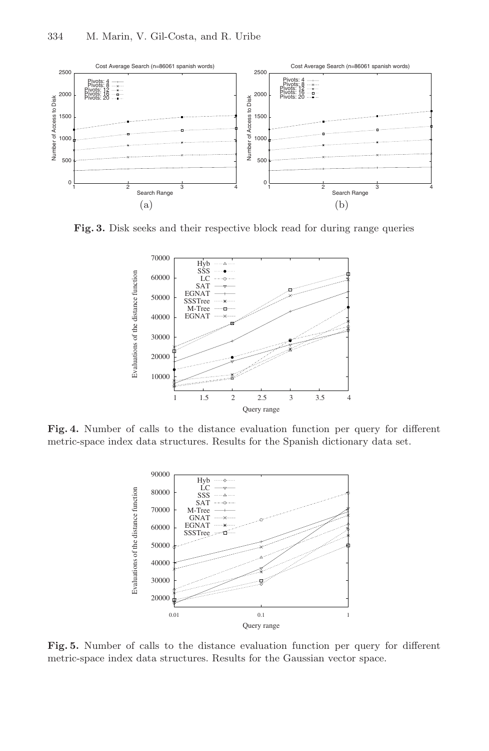**Fig. 3.** Disk seeks and their respective block read for during range queries

**Fig. 4.** Number of calls to the distance evaluation function per query for different metric-space index data structures. Results for the Spanish dictionary data set.

**Fig. 5.** Number of calls to the distance evaluation function per query for different metric-space index data structures. Results for the Gaussian vector space.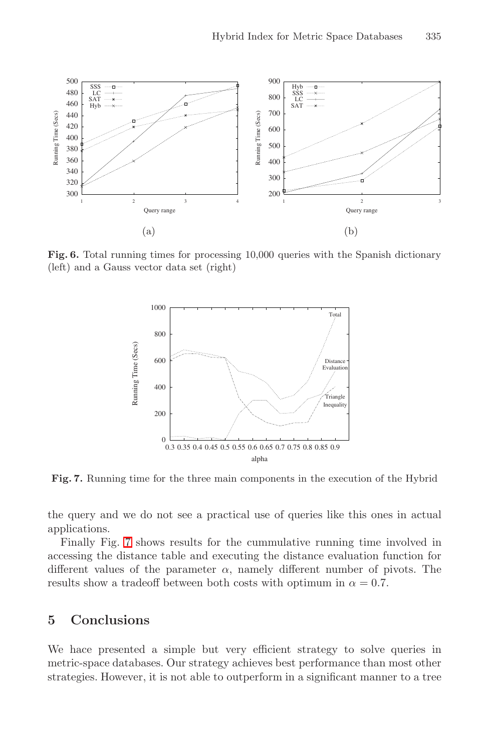Fig. 6. Total running times for processing 10,000 queries with the Spanish dictionary (left) and a Gauss vector data set (right)

Fig. 7. Running time for the three main components in the execution of the Hybrid

the query and we do not see a practical use of queries like this ones in actual applications.

Finally Fig. 7 shows results for the cummulative running time involved in accessing the distance table and executing the distance evaluation function for different values of the parameter $\alpha$, namely different number of pivots. The results show a tradeoff between both costs with optimum in $\alpha = 0.7$.

## 5 Conclusions

We hace presented a simple but very efficient strategy to solve queries in metric-space databases. Our strategy achieves best performance than most other strategies. However, it is not able to outperform in a significant manner to a tree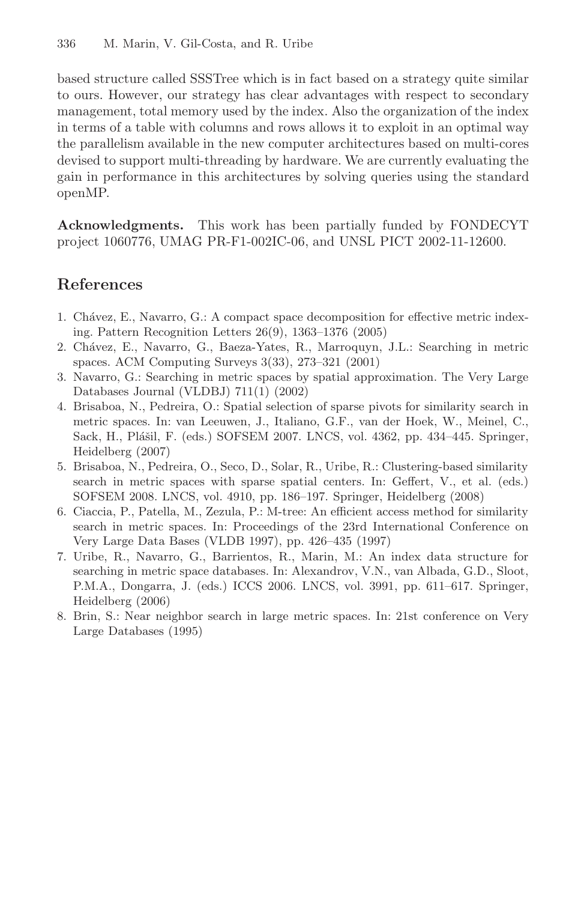based structure called SSSTree which is in fact based on a strategy quite similar to ours. However, our strategy has clear advantages with respect to secondary management, total memory used by the index. Also the organization of the index in terms of a table with columns and rows allows it to exploit in an optimal way the parallelism available in the new computer architectures based on multi-cores devised to support multi-threading by hardware. We are currently evaluating the gain in performance in this architectures by solving queries using the standard openMP.

**Acknowledgments.** This work has been partially funded by FONDECYT project 1060776, UMAG PR-F1-002IC-06, and UNSL PICT 2002-11-12600.

## References

1. Chávez, E., Navarro, G.: A compact space decomposition for effective metric indexing. Pattern Recognition Letters 26(9), 1363–1376 (2005)
2. Chávez, E., Navarro, G., Baeza-Yates, R., Marroquyn, J.L.: Searching in metric spaces. ACM Computing Surveys 3(33), 273–321 (2001)
3. Navarro, G.: Searching in metric spaces by spatial approximation. The Very Large Databases Journal (VLDBJ) 711(1) (2002)
4. Brisaboa, N., Pedreira, O.: Spatial selection of sparse pivots for similarity search in metric spaces. In: van Leeuwen, J., Italiano, G.F., van der Hoek, W., Meinel, C., Sack, H., Plášil, F. (eds.) SOFSEM 2007. LNCS, vol. 4362, pp. 434–445. Springer, Heidelberg (2007)
5. Brisaboa, N., Pedreira, O., Seco, D., Solar, R., Uribe, R.: Clustering-based similarity search in metric spaces with sparse spatial centers. In: Geffert, V., et al. (eds.) SOFSEM 2008. LNCS, vol. 4910, pp. 186–197. Springer, Heidelberg (2008)
6. Ciaccia, P., Patella, M., Zezula, P.: M-tree: An efficient access method for similarity search in metric spaces. In: Proceedings of the 23rd International Conference on Very Large Data Bases (VLDB 1997), pp. 426–435 (1997)
7. Uribe, R., Navarro, G., Barrientos, R., Marin, M.: An index data structure for searching in metric space databases. In: Alexandrov, V.N., van Albada, G.D., Sloot, P.M.A., Dongarra, J. (eds.) ICCS 2006. LNCS, vol. 3991, pp. 611–617. Springer, Heidelberg (2006)
8. Brin, S.: Near neighbor search in large metric spaces. In: 21st conference on Very Large Databases (1995)